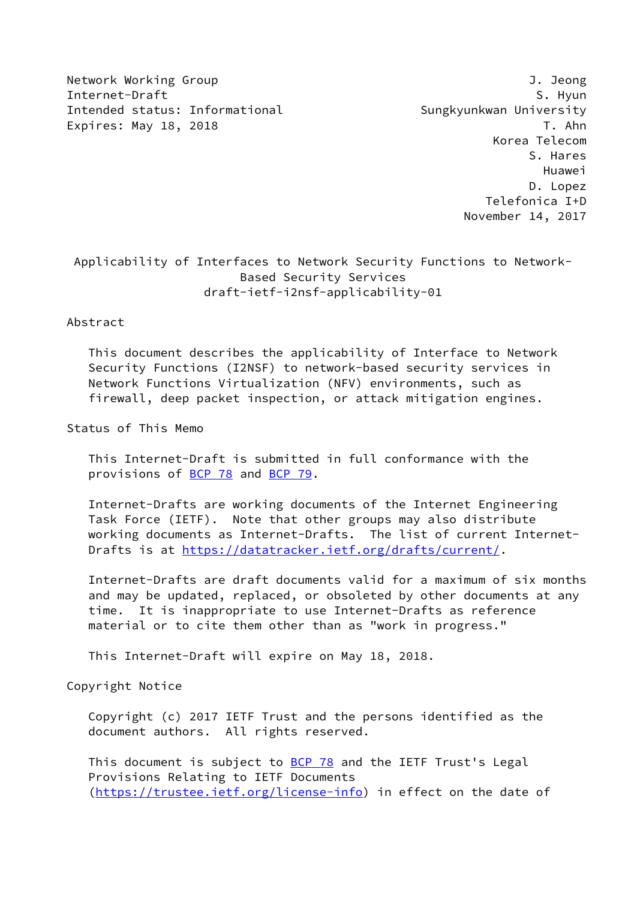Network Working Group J. Jeong
Internet-Draft S. Hyun
Intended status: Informational Sungkyunkwan University
Expires: May 18, 2018 T. Ahn
Korea Telecom
S. Hares
Huawei
D. Lopez
Telefonica I+D
November 14, 2017

# Applicability of Interfaces to Network Security Functions to Network-Based Security Services

draft-ietf-i2nsf-applicability-01

## Abstract

This document describes the applicability of Interface to Network Security Functions (I2NSF) to network-based security services in Network Functions Virtualization (NFV) environments, such as firewall, deep packet inspection, or attack mitigation engines.

## Status of This Memo

This Internet-Draft is submitted in full conformance with the provisions of BCP 78 and BCP 79.

Internet-Drafts are working documents of the Internet Engineering Task Force (IETF). Note that other groups may also distribute working documents as Internet-Drafts. The list of current Internet-Drafts is at https://datatracker.ietf.org/drafts/current/.

Internet-Drafts are draft documents valid for a maximum of six months and may be updated, replaced, or obsoleted by other documents at any time. It is inappropriate to use Internet-Drafts as reference material or to cite them other than as "work in progress."

This Internet-Draft will expire on May 18, 2018.

## Copyright Notice

Copyright (c) 2017 IETF Trust and the persons identified as the document authors. All rights reserved.

This document is subject to BCP 78 and the IETF Trust's Legal Provisions Relating to IETF Documents (https://trustee.ietf.org/license-info) in effect on the date of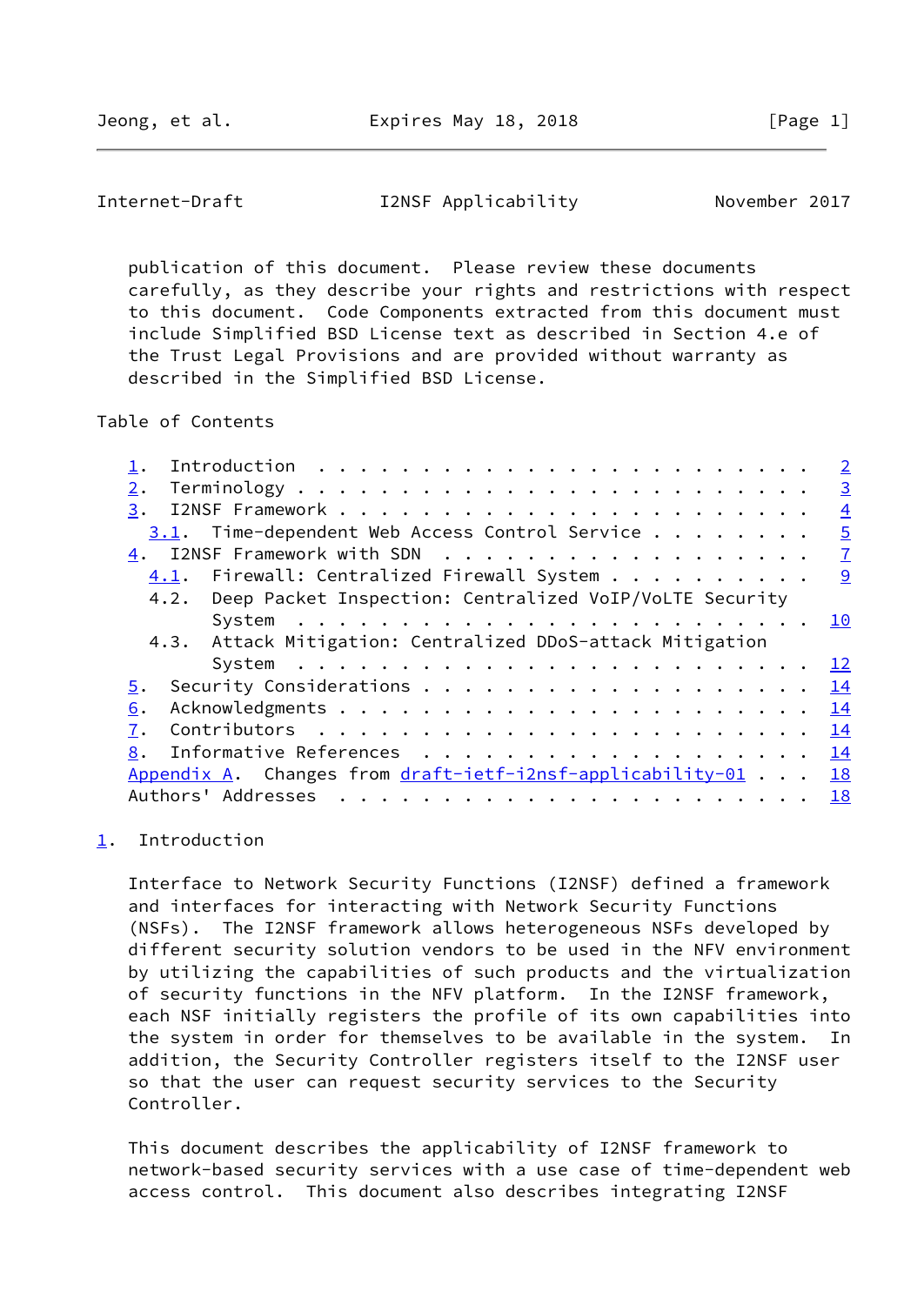publication of this document. Please review these documents carefully, as they describe your rights and restrictions with respect to this document. Code Components extracted from this document must include Simplified BSD License text as described in Section 4.e of the Trust Legal Provisions and are provided without warranty as described in the Simplified BSD License.

Table of Contents

```
   1.  Introduction . . . . . . . . . . . . . . . . . . . . . . . .   2
   2.  Terminology  . . . . . . . . . . . . . . . . . . . . . . . .   3
   3.  I2NSF Framework  . . . . . . . . . . . . . . . . . . . . . .   4
     3.1.  Time-dependent Web Access Control Service  . . . . . . .   5
   4.  I2NSF Framework with SDN . . . . . . . . . . . . . . . . . .   7
     4.1.  Firewall: Centralized Firewall System  . . . . . . . . .   9
     4.2.  Deep Packet Inspection: Centralized VoIP/VoLTE Security
           System . . . . . . . . . . . . . . . . . . . . . . . . .  10
     4.3.  Attack Mitigation: Centralized DDoS-attack Mitigation
           System . . . . . . . . . . . . . . . . . . . . . . . . .  12
   5.  Security Considerations  . . . . . . . . . . . . . . . . . .  14
   6.  Acknowledgments  . . . . . . . . . . . . . . . . . . . . . .  14
   7.  Contributors . . . . . . . . . . . . . . . . . . . . . . . .  14
   8.  Informative References . . . . . . . . . . . . . . . . . . .  14
   Appendix A.  Changes from draft-ietf-i2nsf-applicability-01  . .  18
   Authors' Addresses . . . . . . . . . . . . . . . . . . . . . . .  18
```

## 1. Introduction

Interface to Network Security Functions (I2NSF) defined a framework and interfaces for interacting with Network Security Functions (NSFs). The I2NSF framework allows heterogeneous NSFs developed by different security solution vendors to be used in the NFV environment by utilizing the capabilities of such products and the virtualization of security functions in the NFV platform. In the I2NSF framework, each NSF initially registers the profile of its own capabilities into the system in order for themselves to be available in the system. In addition, the Security Controller registers itself to the I2NSF user so that the user can request security services to the Security Controller.

This document describes the applicability of I2NSF framework to network-based security services with a use case of time-dependent web access control. This document also describes integrating I2NSF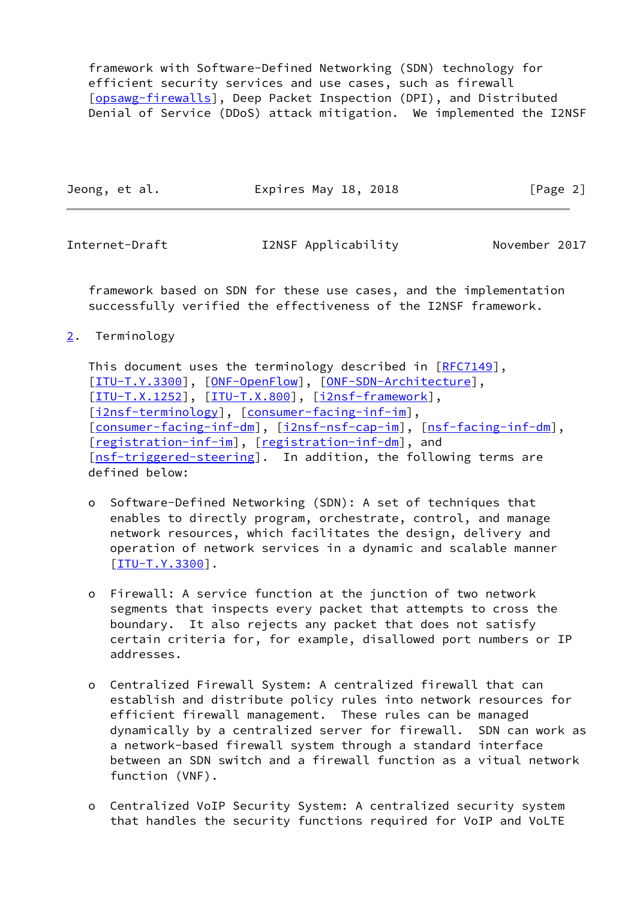framework with Software-Defined Networking (SDN) technology for efficient security services and use cases, such as firewall [opsawg-firewalls], Deep Packet Inspection (DPI), and Distributed Denial of Service (DDoS) attack mitigation. We implemented the I2NSF framework based on SDN for these use cases, and the implementation successfully verified the effectiveness of the I2NSF framework.

## 2. Terminology

This document uses the terminology described in [RFC7149], [ITU-T.Y.3300], [ONF-OpenFlow], [ONF-SDN-Architecture], [ITU-T.X.1252], [ITU-T.X.800], [i2nsf-framework], [i2nsf-terminology], [consumer-facing-inf-im], [consumer-facing-inf-dm], [i2nsf-nsf-cap-im], [nsf-facing-inf-dm], [registration-inf-im], [registration-inf-dm], and [nsf-triggered-steering]. In addition, the following terms are defined below:

- Software-Defined Networking (SDN): A set of techniques that enables to directly program, orchestrate, control, and manage network resources, which facilitates the design, delivery and operation of network services in a dynamic and scalable manner [ITU-T.Y.3300].

- Firewall: A service function at the junction of two network segments that inspects every packet that attempts to cross the boundary. It also rejects any packet that does not satisfy certain criteria for, for example, disallowed port numbers or IP addresses.

- Centralized Firewall System: A centralized firewall that can establish and distribute policy rules into network resources for efficient firewall management. These rules can be managed dynamically by a centralized server for firewall. SDN can work as a network-based firewall system through a standard interface between an SDN switch and a firewall function as a vitual network function (VNF).

- Centralized VoIP Security System: A centralized security system that handles the security functions required for VoIP and VoLTE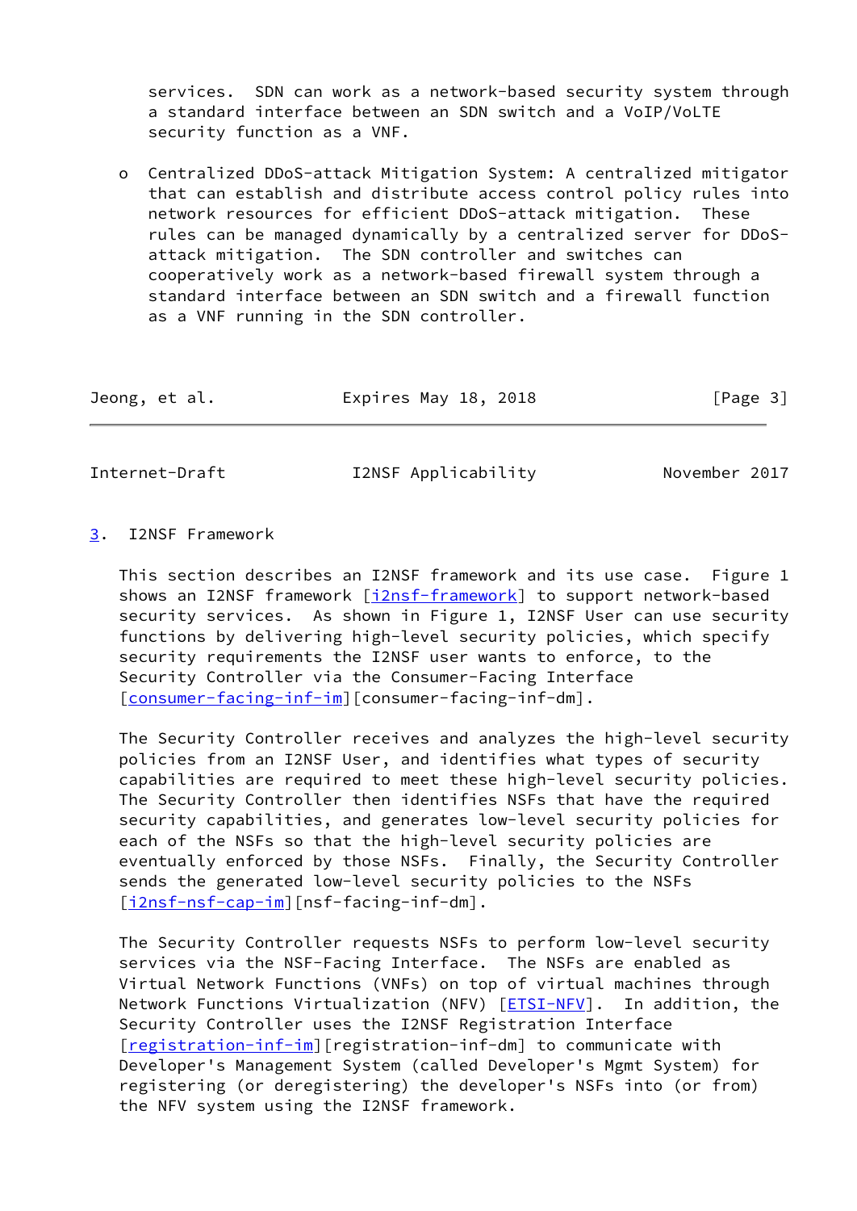services.  SDN can work as a network-based security system through a standard interface between an SDN switch and a VoIP/VoLTE security function as a VNF.

- Centralized DDoS-attack Mitigation System: A centralized mitigator that can establish and distribute access control policy rules into network resources for efficient DDoS-attack mitigation.  These rules can be managed dynamically by a centralized server for DDoS-attack mitigation.  The SDN controller and switches can cooperatively work as a network-based firewall system through a standard interface between an SDN switch and a firewall function as a VNF running in the SDN controller.

## 3. I2NSF Framework

This section describes an I2NSF framework and its use case.  Figure 1 shows an I2NSF framework [i2nsf-framework] to support network-based security services.  As shown in Figure 1, I2NSF User can use security functions by delivering high-level security policies, which specify security requirements the I2NSF user wants to enforce, to the Security Controller via the Consumer-Facing Interface [consumer-facing-inf-im][consumer-facing-inf-dm].

The Security Controller receives and analyzes the high-level security policies from an I2NSF User, and identifies what types of security capabilities are required to meet these high-level security policies. The Security Controller then identifies NSFs that have the required security capabilities, and generates low-level security policies for each of the NSFs so that the high-level security policies are eventually enforced by those NSFs.  Finally, the Security Controller sends the generated low-level security policies to the NSFs [i2nsf-nsf-cap-im][nsf-facing-inf-dm].

The Security Controller requests NSFs to perform low-level security services via the NSF-Facing Interface.  The NSFs are enabled as Virtual Network Functions (VNFs) on top of virtual machines through Network Functions Virtualization (NFV) [ETSI-NFV].  In addition, the Security Controller uses the I2NSF Registration Interface [registration-inf-im][registration-inf-dm] to communicate with Developer's Management System (called Developer's Mgmt System) for registering (or deregistering) the developer's NSFs into (or from) the NFV system using the I2NSF framework.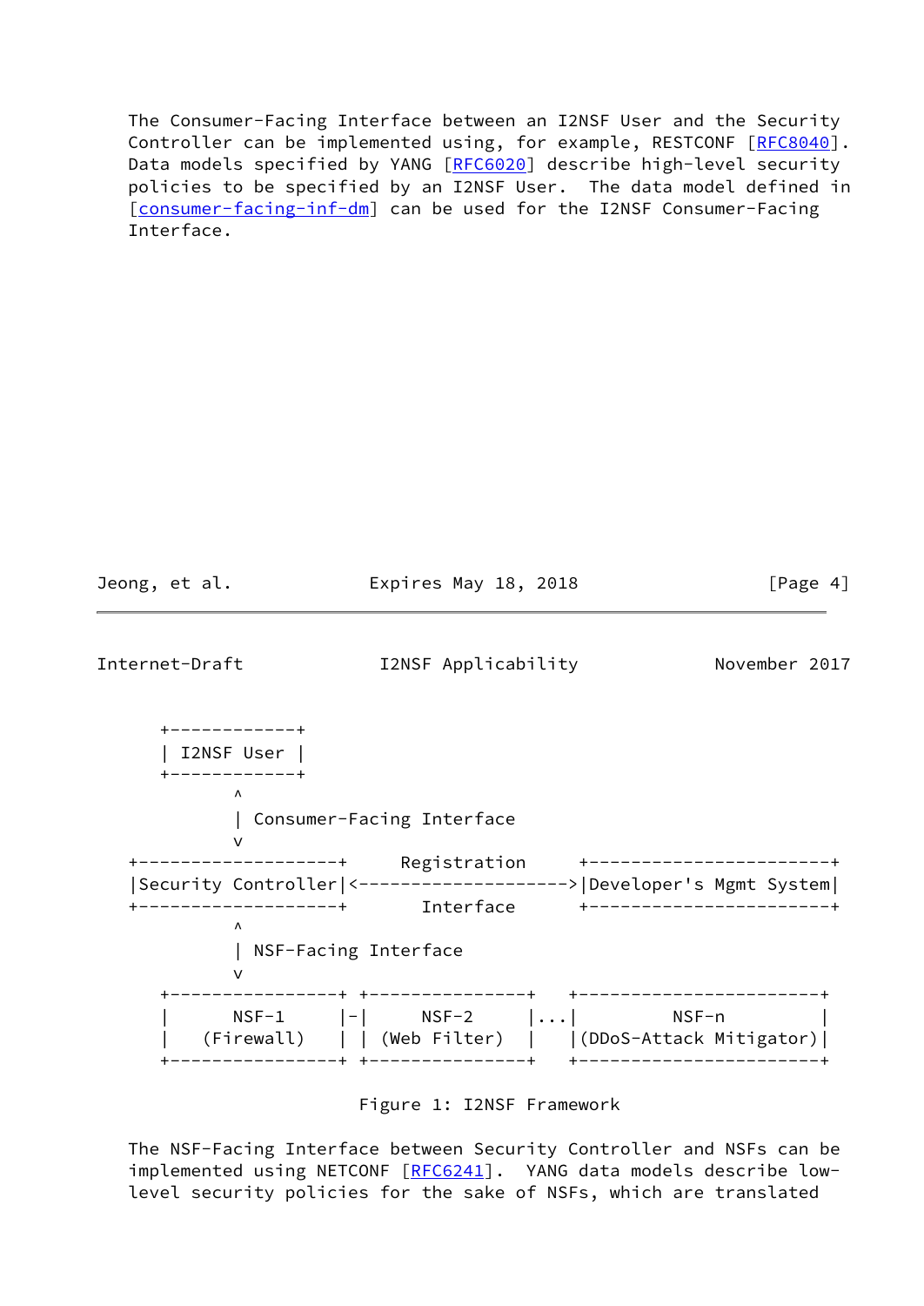The Consumer-Facing Interface between an I2NSF User and the Security Controller can be implemented using, for example, RESTCONF [RFC8040]. Data models specified by YANG [RFC6020] describe high-level security policies to be specified by an I2NSF User. The data model defined in [consumer-facing-inf-dm] can be used for the I2NSF Consumer-Facing Interface.

```
     +------------+
     | I2NSF User |
     +------------+
            ^
            | Consumer-Facing Interface
            v
   +-------------------+     Registration     +-----------------------+
   |Security Controller|<-------------------->|Developer's Mgmt System|
   +-------------------+       Interface      +-----------------------+
            ^
            | NSF-Facing Interface
            v
     +----------------+ +---------------+   +-----------------------+
     |      NSF-1     |-|     NSF-2     |...|         NSF-n         |
     |   (Firewall)   | | (Web Filter)  |   |(DDoS-Attack Mitigator)|
     +----------------+ +---------------+   +-----------------------+
```

Figure 1: I2NSF Framework

The NSF-Facing Interface between Security Controller and NSFs can be implemented using NETCONF [RFC6241]. YANG data models describe low-level security policies for the sake of NSFs, which are translated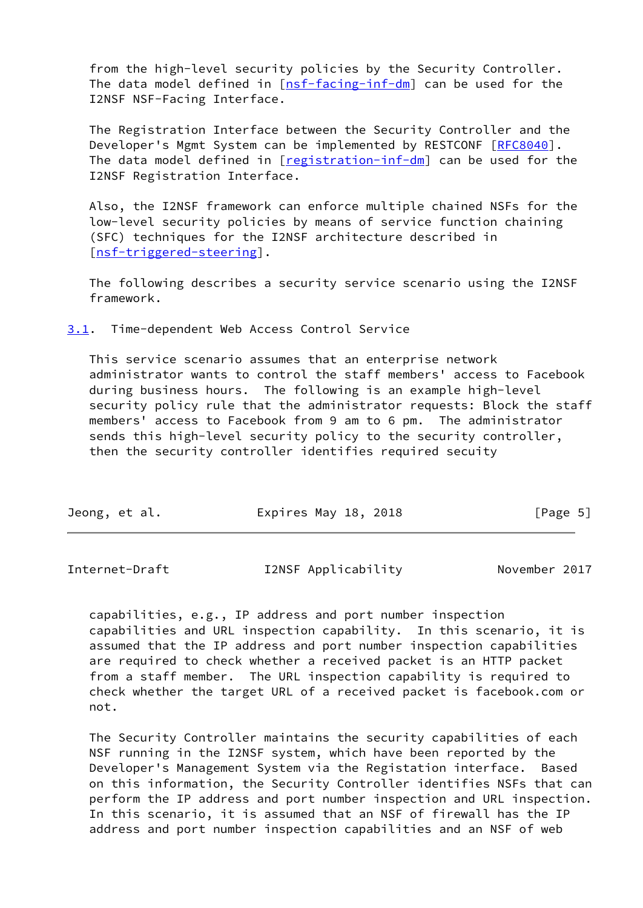from the high-level security policies by the Security Controller. The data model defined in [nsf-facing-inf-dm] can be used for the I2NSF NSF-Facing Interface.

The Registration Interface between the Security Controller and the Developer's Mgmt System can be implemented by RESTCONF [RFC8040]. The data model defined in [registration-inf-dm] can be used for the I2NSF Registration Interface.

Also, the I2NSF framework can enforce multiple chained NSFs for the low-level security policies by means of service function chaining (SFC) techniques for the I2NSF architecture described in [nsf-triggered-steering].

The following describes a security service scenario using the I2NSF framework.

## 3.1. Time-dependent Web Access Control Service

This service scenario assumes that an enterprise network administrator wants to control the staff members' access to Facebook during business hours. The following is an example high-level security policy rule that the administrator requests: Block the staff members' access to Facebook from 9 am to 6 pm. The administrator sends this high-level security policy to the security controller, then the security controller identifies required secuity capabilities, e.g., IP address and port number inspection capabilities and URL inspection capability. In this scenario, it is assumed that the IP address and port number inspection capabilities are required to check whether a received packet is an HTTP packet from a staff member. The URL inspection capability is required to check whether the target URL of a received packet is facebook.com or not.

The Security Controller maintains the security capabilities of each NSF running in the I2NSF system, which have been reported by the Developer's Management System via the Registation interface. Based on this information, the Security Controller identifies NSFs that can perform the IP address and port number inspection and URL inspection. In this scenario, it is assumed that an NSF of firewall has the IP address and port number inspection capabilities and an NSF of web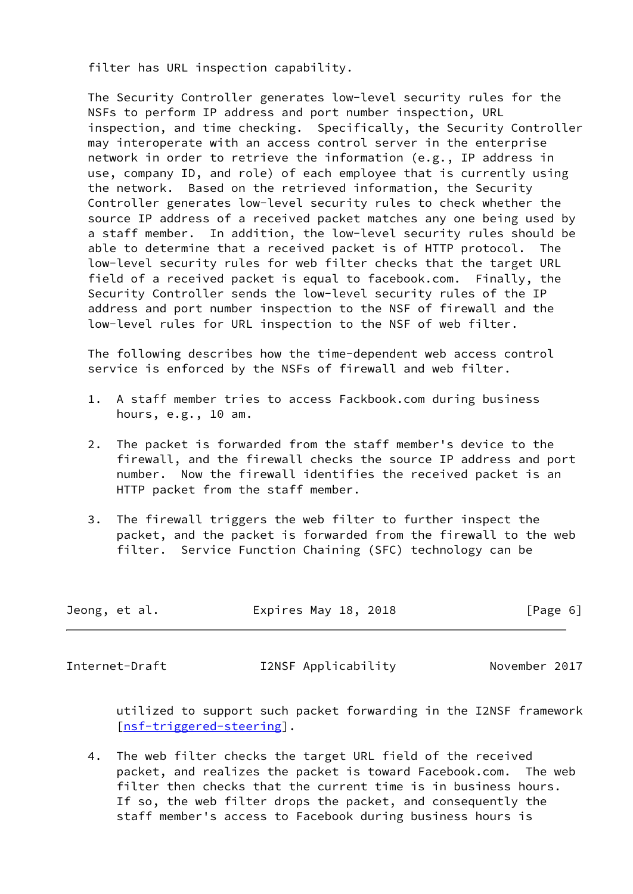filter has URL inspection capability.

The Security Controller generates low-level security rules for the NSFs to perform IP address and port number inspection, URL inspection, and time checking. Specifically, the Security Controller may interoperate with an access control server in the enterprise network in order to retrieve the information (e.g., IP address in use, company ID, and role) of each employee that is currently using the network. Based on the retrieved information, the Security Controller generates low-level security rules to check whether the source IP address of a received packet matches any one being used by a staff member. In addition, the low-level security rules should be able to determine that a received packet is of HTTP protocol. The low-level security rules for web filter checks that the target URL field of a received packet is equal to facebook.com. Finally, the Security Controller sends the low-level security rules of the IP address and port number inspection to the NSF of firewall and the low-level rules for URL inspection to the NSF of web filter.

The following describes how the time-dependent web access control service is enforced by the NSFs of firewall and web filter.

1. A staff member tries to access Fackbook.com during business hours, e.g., 10 am.

2. The packet is forwarded from the staff member's device to the firewall, and the firewall checks the source IP address and port number. Now the firewall identifies the received packet is an HTTP packet from the staff member.

3. The firewall triggers the web filter to further inspect the packet, and the packet is forwarded from the firewall to the web filter. Service Function Chaining (SFC) technology can be utilized to support such packet forwarding in the I2NSF framework [nsf-triggered-steering].

4. The web filter checks the target URL field of the received packet, and realizes the packet is toward Facebook.com. The web filter then checks that the current time is in business hours. If so, the web filter drops the packet, and consequently the staff member's access to Facebook during business hours is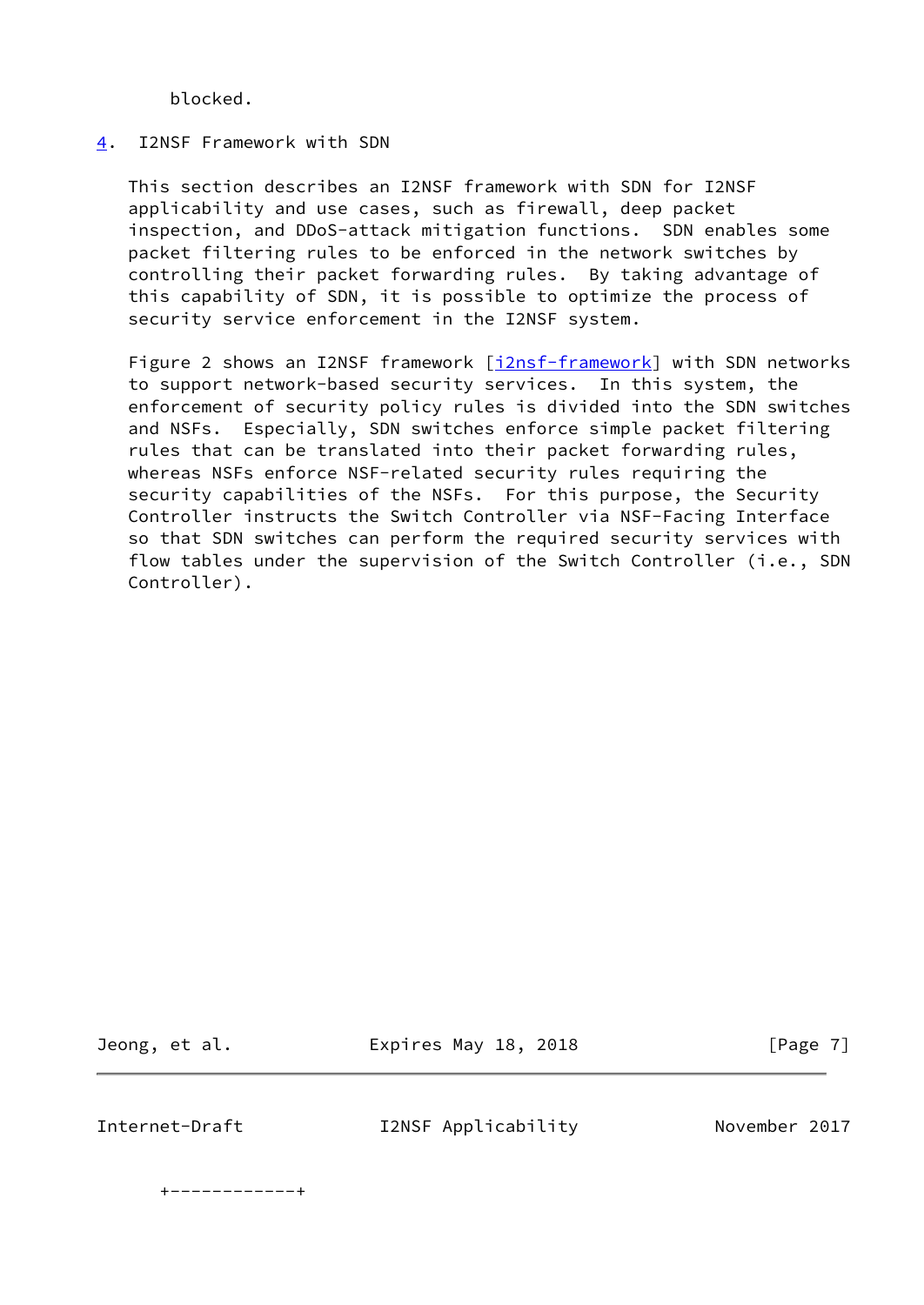blocked.

## 4. I2NSF Framework with SDN

This section describes an I2NSF framework with SDN for I2NSF applicability and use cases, such as firewall, deep packet inspection, and DDoS-attack mitigation functions. SDN enables some packet filtering rules to be enforced in the network switches by controlling their packet forwarding rules. By taking advantage of this capability of SDN, it is possible to optimize the process of security service enforcement in the I2NSF system.

Figure 2 shows an I2NSF framework [i2nsf-framework] with SDN networks to support network-based security services. In this system, the enforcement of security policy rules is divided into the SDN switches and NSFs. Especially, SDN switches enforce simple packet filtering rules that can be translated into their packet forwarding rules, whereas NSFs enforce NSF-related security rules requiring the security capabilities of the NSFs. For this purpose, the Security Controller instructs the Switch Controller via NSF-Facing Interface so that SDN switches can perform the required security services with flow tables under the supervision of the Switch Controller (i.e., SDN Controller).

```
    +------------+
```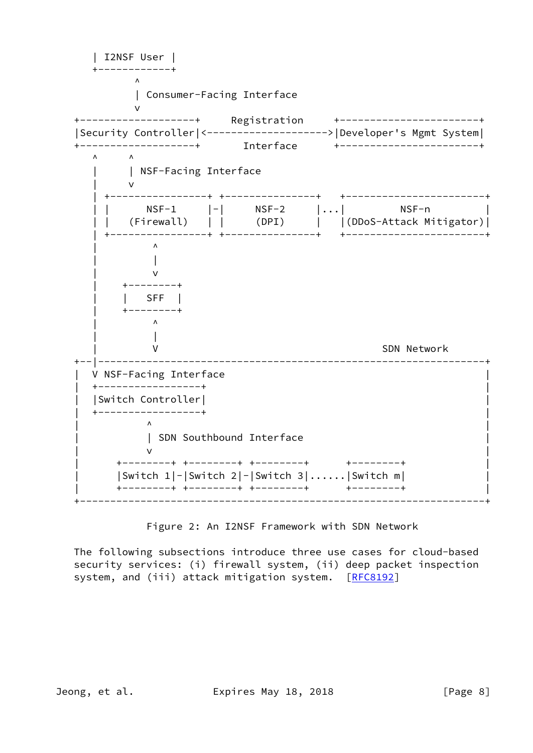```
    | I2NSF User |
    +------------+
           ^
           | Consumer-Facing Interface
           v
 +-------------------+     Registration     +-----------------------+
 |Security Controller|<-------------------->|Developer's Mgmt System|
 +-------------------+       Interface      +-----------------------+
    ^     ^
    |     | NSF-Facing Interface
    |     v
    | +----------------+ +---------------+   +-----------------------+
    | |     NSF-1      |-|     NSF-2     |...|         NSF-n         |
    | |   (Firewall)   | |     (DPI)     |   |(DDoS-Attack Mitigator)|
    | +----------------+ +---------------+   +-----------------------+
    |         ^
    |         |
    |         v
    |    +--------+
    |    |   SFF  |
    |    +--------+
    |         ^
    |         |
    |         V                                        SDN Network
 +--|----------------------------------------------------------------+
 |  V NSF-Facing Interface                                           |
 |  +-----------------+                                              |
 |  |Switch Controller|                                              |
 |  +-----------------+                                              |
 |         ^                                                         |
 |         | SDN Southbound Interface                                |
 |         v                                                         |
 |     +---------+ +---------+ +---------+      +---------+          |
 |     |Switch 1|-|Switch 2|-|Switch 3|......|Switch m|              |
 |     +---------+ +---------+ +---------+      +---------+          |
 +-------------------------------------------------------------------+
```

Figure 2: An I2NSF Framework with SDN Network

The following subsections introduce three use cases for cloud-based security services: (i) firewall system, (ii) deep packet inspection system, and (iii) attack mitigation system. [RFC8192]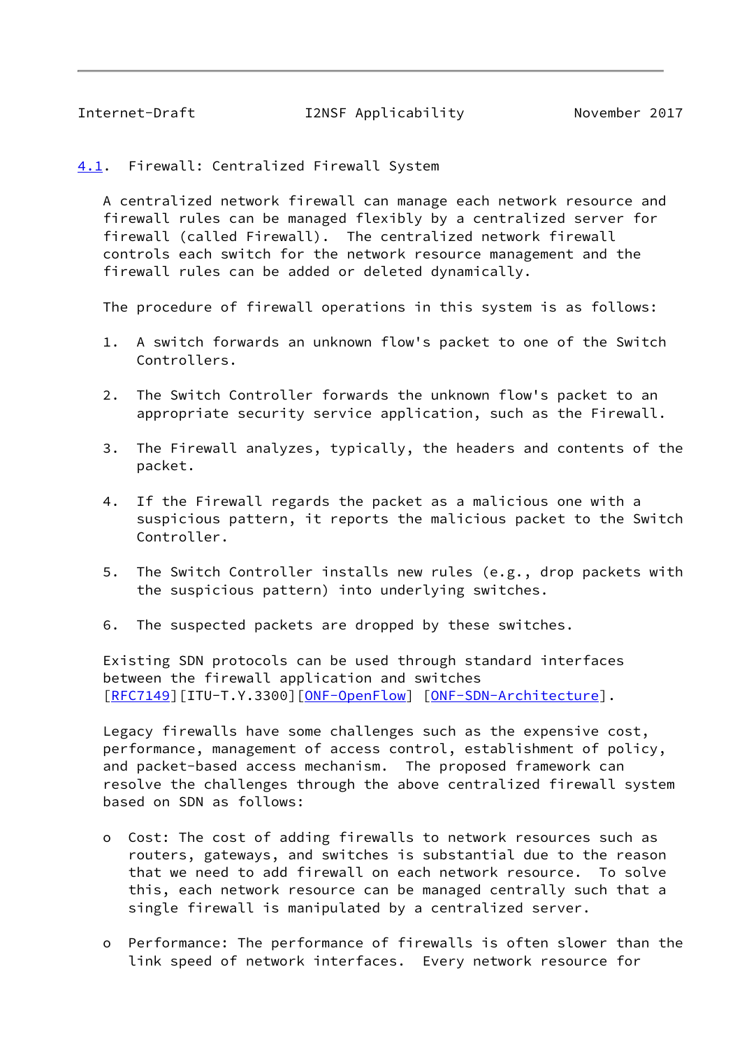### 4.1. Firewall: Centralized Firewall System

A centralized network firewall can manage each network resource and firewall rules can be managed flexibly by a centralized server for firewall (called Firewall). The centralized network firewall controls each switch for the network resource management and the firewall rules can be added or deleted dynamically.

The procedure of firewall operations in this system is as follows:

1. A switch forwards an unknown flow's packet to one of the Switch Controllers.

2. The Switch Controller forwards the unknown flow's packet to an appropriate security service application, such as the Firewall.

3. The Firewall analyzes, typically, the headers and contents of the packet.

4. If the Firewall regards the packet as a malicious one with a suspicious pattern, it reports the malicious packet to the Switch Controller.

5. The Switch Controller installs new rules (e.g., drop packets with the suspicious pattern) into underlying switches.

6. The suspected packets are dropped by these switches.

Existing SDN protocols can be used through standard interfaces between the firewall application and switches [RFC7149][ITU-T.Y.3300][ONF-OpenFlow] [ONF-SDN-Architecture].

Legacy firewalls have some challenges such as the expensive cost, performance, management of access control, establishment of policy, and packet-based access mechanism. The proposed framework can resolve the challenges through the above centralized firewall system based on SDN as follows:

- Cost: The cost of adding firewalls to network resources such as routers, gateways, and switches is substantial due to the reason that we need to add firewall on each network resource. To solve this, each network resource can be managed centrally such that a single firewall is manipulated by a centralized server.

- Performance: The performance of firewalls is often slower than the link speed of network interfaces. Every network resource for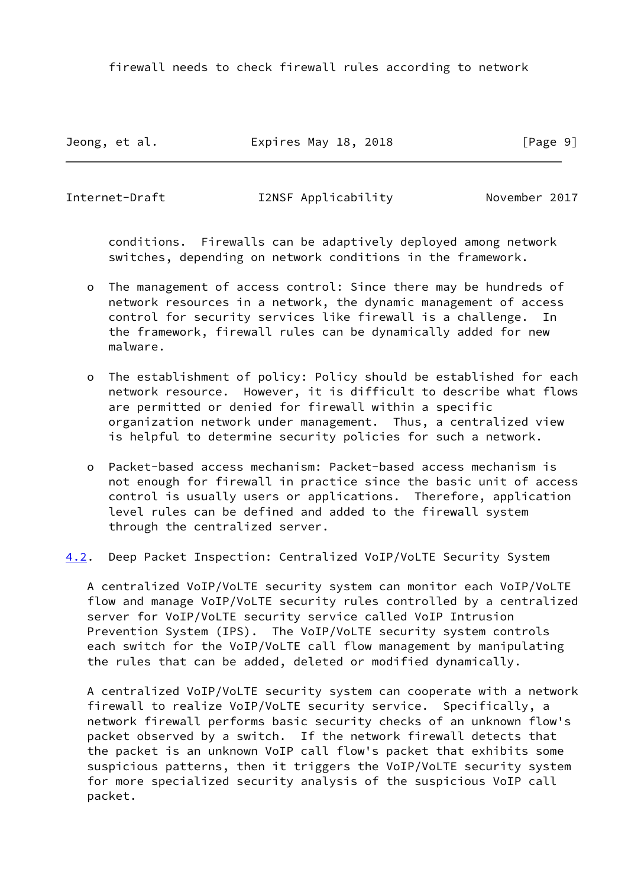firewall needs to check firewall rules according to network conditions. Firewalls can be adaptively deployed among network switches, depending on network conditions in the framework.

- The management of access control: Since there may be hundreds of network resources in a network, the dynamic management of access control for security services like firewall is a challenge. In the framework, firewall rules can be dynamically added for new malware.

- The establishment of policy: Policy should be established for each network resource. However, it is difficult to describe what flows are permitted or denied for firewall within a specific organization network under management. Thus, a centralized view is helpful to determine security policies for such a network.

- Packet-based access mechanism: Packet-based access mechanism is not enough for firewall in practice since the basic unit of access control is usually users or applications. Therefore, application level rules can be defined and added to the firewall system through the centralized server.

### 4.2. Deep Packet Inspection: Centralized VoIP/VoLTE Security System

A centralized VoIP/VoLTE security system can monitor each VoIP/VoLTE flow and manage VoIP/VoLTE security rules controlled by a centralized server for VoIP/VoLTE security service called VoIP Intrusion Prevention System (IPS). The VoIP/VoLTE security system controls each switch for the VoIP/VoLTE call flow management by manipulating the rules that can be added, deleted or modified dynamically.

A centralized VoIP/VoLTE security system can cooperate with a network firewall to realize VoIP/VoLTE security service. Specifically, a network firewall performs basic security checks of an unknown flow's packet observed by a switch. If the network firewall detects that the packet is an unknown VoIP call flow's packet that exhibits some suspicious patterns, then it triggers the VoIP/VoLTE security system for more specialized security analysis of the suspicious VoIP call packet.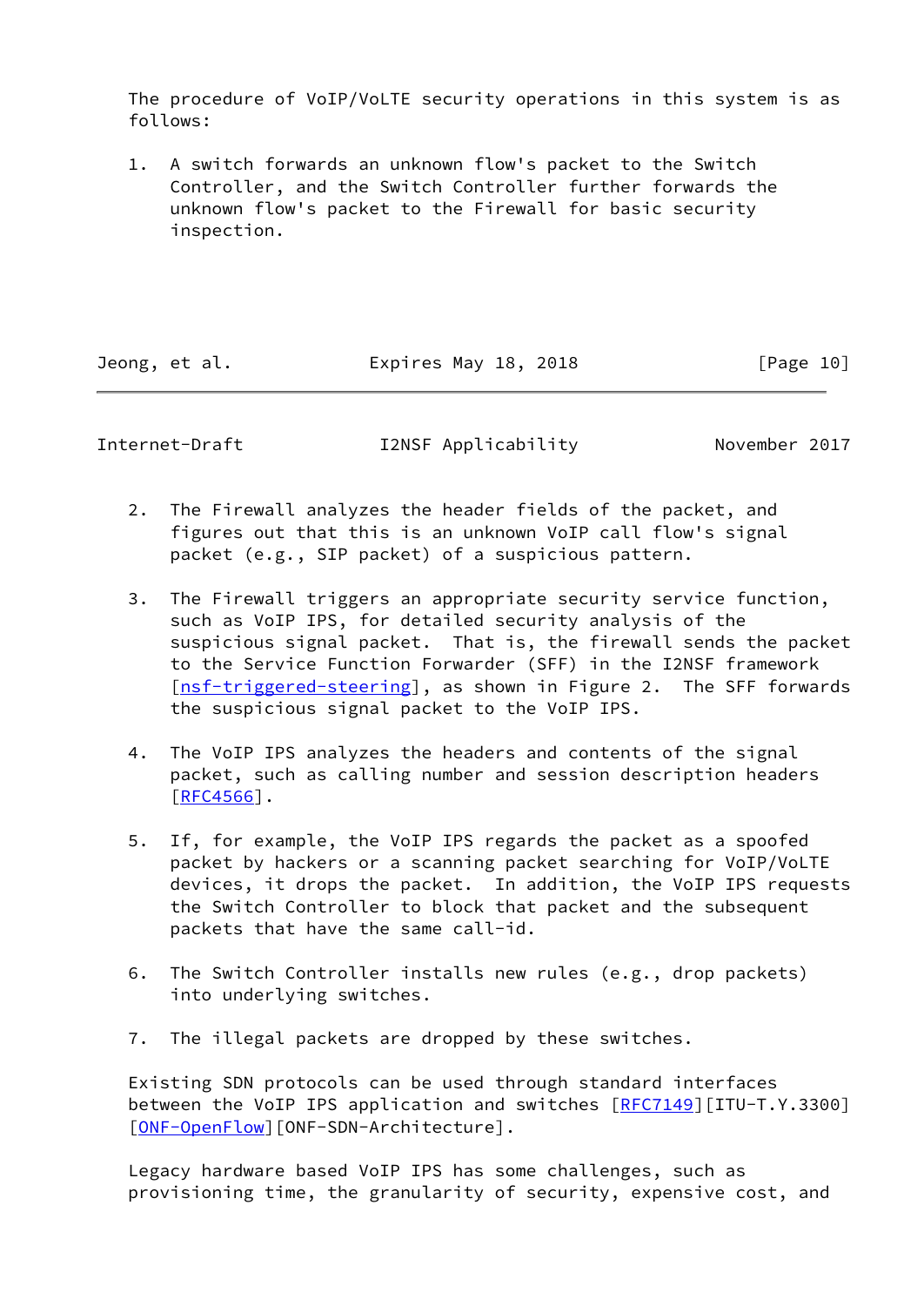The procedure of VoIP/VoLTE security operations in this system is as follows:

1. A switch forwards an unknown flow's packet to the Switch Controller, and the Switch Controller further forwards the unknown flow's packet to the Firewall for basic security inspection.

2. The Firewall analyzes the header fields of the packet, and figures out that this is an unknown VoIP call flow's signal packet (e.g., SIP packet) of a suspicious pattern.

3. The Firewall triggers an appropriate security service function, such as VoIP IPS, for detailed security analysis of the suspicious signal packet. That is, the firewall sends the packet to the Service Function Forwarder (SFF) in the I2NSF framework [nsf-triggered-steering], as shown in Figure 2. The SFF forwards the suspicious signal packet to the VoIP IPS.

4. The VoIP IPS analyzes the headers and contents of the signal packet, such as calling number and session description headers [RFC4566].

5. If, for example, the VoIP IPS regards the packet as a spoofed packet by hackers or a scanning packet searching for VoIP/VoLTE devices, it drops the packet. In addition, the VoIP IPS requests the Switch Controller to block that packet and the subsequent packets that have the same call-id.

6. The Switch Controller installs new rules (e.g., drop packets) into underlying switches.

7. The illegal packets are dropped by these switches.

Existing SDN protocols can be used through standard interfaces between the VoIP IPS application and switches [RFC7149][ITU-T.Y.3300] [ONF-OpenFlow][ONF-SDN-Architecture].

Legacy hardware based VoIP IPS has some challenges, such as provisioning time, the granularity of security, expensive cost, and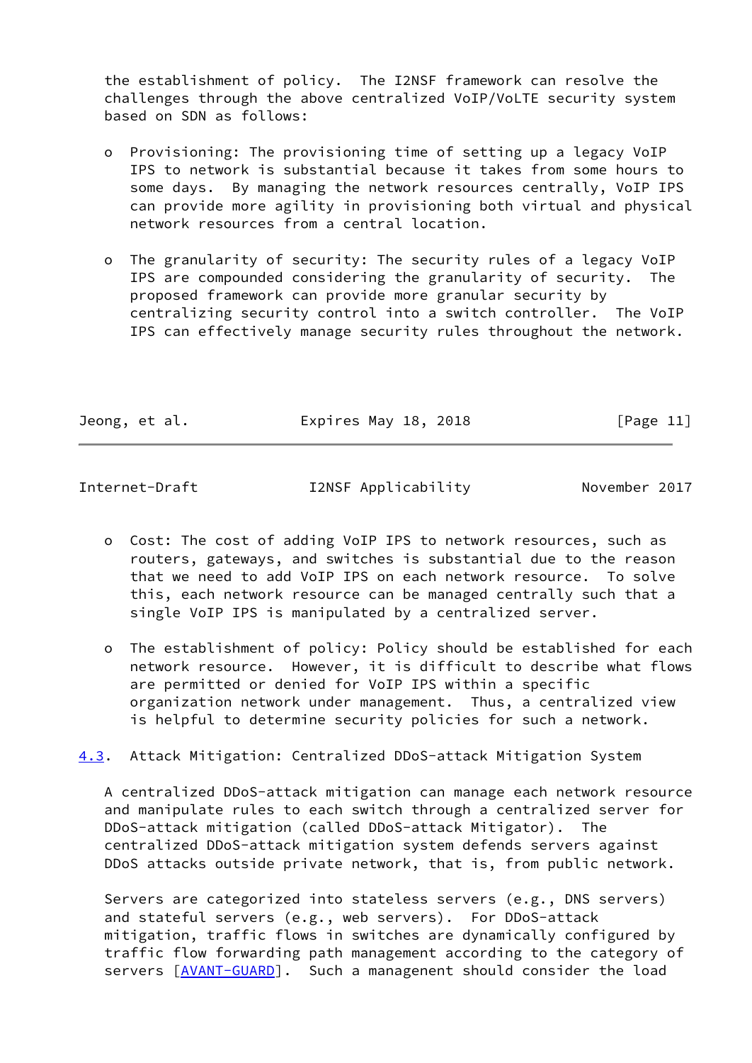the establishment of policy. The I2NSF framework can resolve the challenges through the above centralized VoIP/VoLTE security system based on SDN as follows:

- Provisioning: The provisioning time of setting up a legacy VoIP IPS to network is substantial because it takes from some hours to some days. By managing the network resources centrally, VoIP IPS can provide more agility in provisioning both virtual and physical network resources from a central location.

- The granularity of security: The security rules of a legacy VoIP IPS are compounded considering the granularity of security. The proposed framework can provide more granular security by centralizing security control into a switch controller. The VoIP IPS can effectively manage security rules throughout the network.

- Cost: The cost of adding VoIP IPS to network resources, such as routers, gateways, and switches is substantial due to the reason that we need to add VoIP IPS on each network resource. To solve this, each network resource can be managed centrally such that a single VoIP IPS is manipulated by a centralized server.

- The establishment of policy: Policy should be established for each network resource. However, it is difficult to describe what flows are permitted or denied for VoIP IPS within a specific organization network under management. Thus, a centralized view is helpful to determine security policies for such a network.

### 4.3. Attack Mitigation: Centralized DDoS-attack Mitigation System

A centralized DDoS-attack mitigation can manage each network resource and manipulate rules to each switch through a centralized server for DDoS-attack mitigation (called DDoS-attack Mitigator). The centralized DDoS-attack mitigation system defends servers against DDoS attacks outside private network, that is, from public network.

Servers are categorized into stateless servers (e.g., DNS servers) and stateful servers (e.g., web servers). For DDoS-attack mitigation, traffic flows in switches are dynamically configured by traffic flow forwarding path management according to the category of servers [AVANT-GUARD]. Such a managenent should consider the load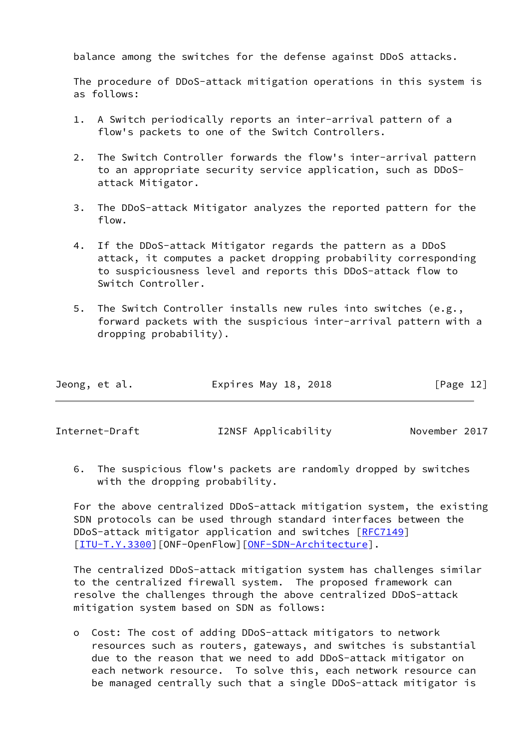balance among the switches for the defense against DDoS attacks.

The procedure of DDoS-attack mitigation operations in this system is as follows:

1. A Switch periodically reports an inter-arrival pattern of a flow's packets to one of the Switch Controllers.

2. The Switch Controller forwards the flow's inter-arrival pattern to an appropriate security service application, such as DDoS-attack Mitigator.

3. The DDoS-attack Mitigator analyzes the reported pattern for the flow.

4. If the DDoS-attack Mitigator regards the pattern as a DDoS attack, it computes a packet dropping probability corresponding to suspiciousness level and reports this DDoS-attack flow to Switch Controller.

5. The Switch Controller installs new rules into switches (e.g., forward packets with the suspicious inter-arrival pattern with a dropping probability).

6. The suspicious flow's packets are randomly dropped by switches with the dropping probability.

For the above centralized DDoS-attack mitigation system, the existing SDN protocols can be used through standard interfaces between the DDoS-attack mitigator application and switches [RFC7149] [ITU-T.Y.3300][ONF-OpenFlow][ONF-SDN-Architecture].

The centralized DDoS-attack mitigation system has challenges similar to the centralized firewall system. The proposed framework can resolve the challenges through the above centralized DDoS-attack mitigation system based on SDN as follows:

o Cost: The cost of adding DDoS-attack mitigators to network resources such as routers, gateways, and switches is substantial due to the reason that we need to add DDoS-attack mitigator on each network resource. To solve this, each network resource can be managed centrally such that a single DDoS-attack mitigator is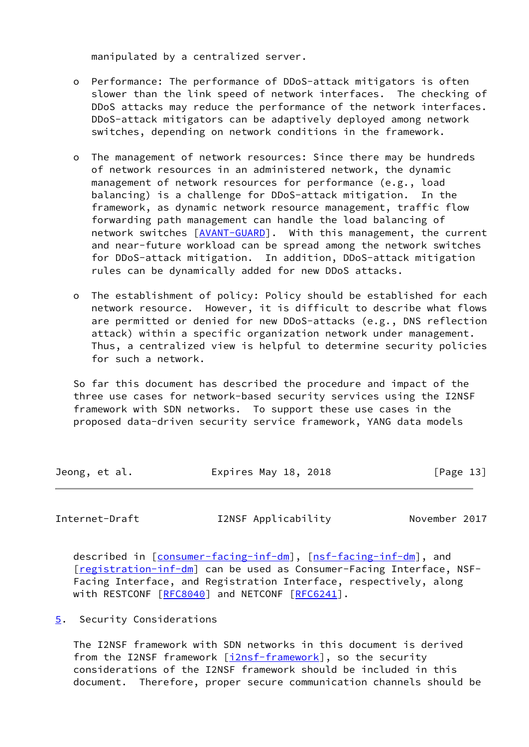manipulated by a centralized server.

- Performance: The performance of DDoS-attack mitigators is often slower than the link speed of network interfaces. The checking of DDoS attacks may reduce the performance of the network interfaces. DDoS-attack mitigators can be adaptively deployed among network switches, depending on network conditions in the framework.

- The management of network resources: Since there may be hundreds of network resources in an administered network, the dynamic management of network resources for performance (e.g., load balancing) is a challenge for DDoS-attack mitigation. In the framework, as dynamic network resource management, traffic flow forwarding path management can handle the load balancing of network switches [AVANT-GUARD]. With this management, the current and near-future workload can be spread among the network switches for DDoS-attack mitigation. In addition, DDoS-attack mitigation rules can be dynamically added for new DDoS attacks.

- The establishment of policy: Policy should be established for each network resource. However, it is difficult to describe what flows are permitted or denied for new DDoS-attacks (e.g., DNS reflection attack) within a specific organization network under management. Thus, a centralized view is helpful to determine security policies for such a network.

So far this document has described the procedure and impact of the three use cases for network-based security services using the I2NSF framework with SDN networks. To support these use cases in the proposed data-driven security service framework, YANG data models described in [consumer-facing-inf-dm], [nsf-facing-inf-dm], and [registration-inf-dm] can be used as Consumer-Facing Interface, NSF-Facing Interface, and Registration Interface, respectively, along with RESTCONF [RFC8040] and NETCONF [RFC6241].

## 5. Security Considerations

The I2NSF framework with SDN networks in this document is derived from the I2NSF framework [i2nsf-framework], so the security considerations of the I2NSF framework should be included in this document. Therefore, proper secure communication channels should be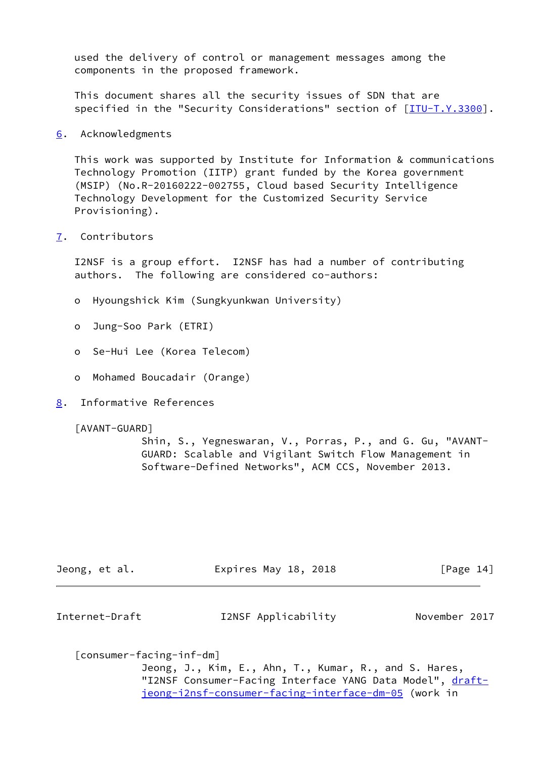used the delivery of control or management messages among the components in the proposed framework.

This document shares all the security issues of SDN that are specified in the "Security Considerations" section of [ITU-T.Y.3300].

## 6. Acknowledgments

This work was supported by Institute for Information & communications Technology Promotion (IITP) grant funded by the Korea government (MSIP) (No.R-20160222-002755, Cloud based Security Intelligence Technology Development for the Customized Security Service Provisioning).

## 7. Contributors

I2NSF is a group effort. I2NSF has had a number of contributing authors. The following are considered co-authors:

- Hyoungshick Kim (Sungkyunkwan University)
- Jung-Soo Park (ETRI)
- Se-Hui Lee (Korea Telecom)
- Mohamed Boucadair (Orange)

## 8. Informative References

[AVANT-GUARD]
Shin, S., Yegneswaran, V., Porras, P., and G. Gu, "AVANT-GUARD: Scalable and Vigilant Switch Flow Management in Software-Defined Networks", ACM CCS, November 2013.

[consumer-facing-inf-dm]
Jeong, J., Kim, E., Ahn, T., Kumar, R., and S. Hares, "I2NSF Consumer-Facing Interface YANG Data Model", draft-jeong-i2nsf-consumer-facing-interface-dm-05 (work in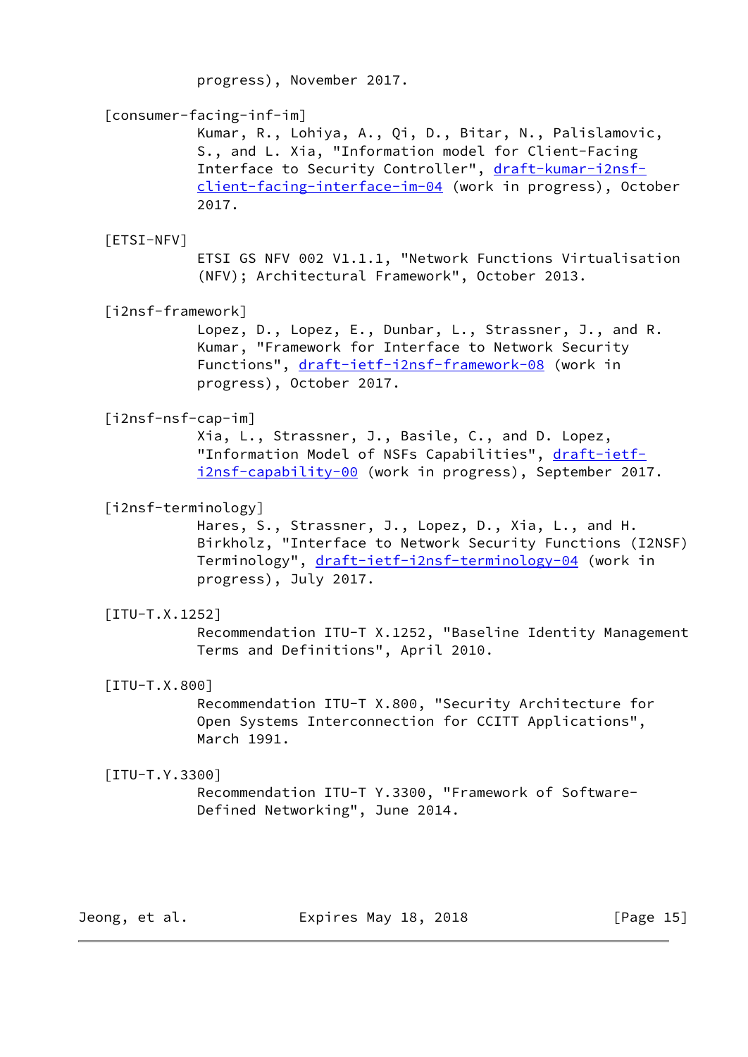progress), November 2017.

[consumer-facing-inf-im]
Kumar, R., Lohiya, A., Qi, D., Bitar, N., Palislamovic, S., and L. Xia, "Information model for Client-Facing Interface to Security Controller", draft-kumar-i2nsf-client-facing-interface-im-04 (work in progress), October 2017.

[ETSI-NFV]
ETSI GS NFV 002 V1.1.1, "Network Functions Virtualisation (NFV); Architectural Framework", October 2013.

[i2nsf-framework]
Lopez, D., Lopez, E., Dunbar, L., Strassner, J., and R. Kumar, "Framework for Interface to Network Security Functions", draft-ietf-i2nsf-framework-08 (work in progress), October 2017.

[i2nsf-nsf-cap-im]
Xia, L., Strassner, J., Basile, C., and D. Lopez, "Information Model of NSFs Capabilities", draft-ietf-i2nsf-capability-00 (work in progress), September 2017.

[i2nsf-terminology]
Hares, S., Strassner, J., Lopez, D., Xia, L., and H. Birkholz, "Interface to Network Security Functions (I2NSF) Terminology", draft-ietf-i2nsf-terminology-04 (work in progress), July 2017.

[ITU-T.X.1252]
Recommendation ITU-T X.1252, "Baseline Identity Management Terms and Definitions", April 2010.

[ITU-T.X.800]
Recommendation ITU-T X.800, "Security Architecture for Open Systems Interconnection for CCITT Applications", March 1991.

[ITU-T.Y.3300]
Recommendation ITU-T Y.3300, "Framework of Software-Defined Networking", June 2014.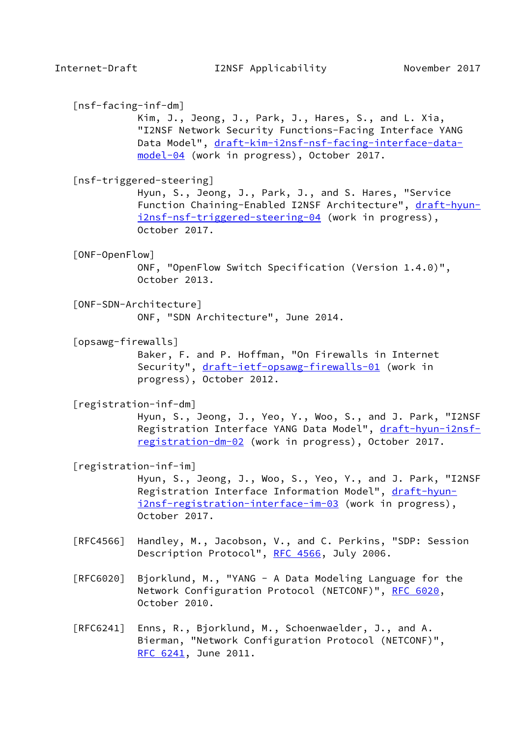[nsf-facing-inf-dm]
Kim, J., Jeong, J., Park, J., Hares, S., and L. Xia, "I2NSF Network Security Functions-Facing Interface YANG Data Model", draft-kim-i2nsf-nsf-facing-interface-data-model-04 (work in progress), October 2017.

[nsf-triggered-steering]
Hyun, S., Jeong, J., Park, J., and S. Hares, "Service Function Chaining-Enabled I2NSF Architecture", draft-hyun-i2nsf-nsf-triggered-steering-04 (work in progress), October 2017.

[ONF-OpenFlow]
ONF, "OpenFlow Switch Specification (Version 1.4.0)", October 2013.

[ONF-SDN-Architecture]
ONF, "SDN Architecture", June 2014.

[opsawg-firewalls]
Baker, F. and P. Hoffman, "On Firewalls in Internet Security", draft-ietf-opsawg-firewalls-01 (work in progress), October 2012.

[registration-inf-dm]
Hyun, S., Jeong, J., Yeo, Y., Woo, S., and J. Park, "I2NSF Registration Interface YANG Data Model", draft-hyun-i2nsf-registration-dm-02 (work in progress), October 2017.

[registration-inf-im]
Hyun, S., Jeong, J., Woo, S., Yeo, Y., and J. Park, "I2NSF Registration Interface Information Model", draft-hyun-i2nsf-registration-interface-im-03 (work in progress), October 2017.

[RFC4566] Handley, M., Jacobson, V., and C. Perkins, "SDP: Session Description Protocol", RFC 4566, July 2006.

[RFC6020] Bjorklund, M., "YANG - A Data Modeling Language for the Network Configuration Protocol (NETCONF)", RFC 6020, October 2010.

[RFC6241] Enns, R., Bjorklund, M., Schoenwaelder, J., and A. Bierman, "Network Configuration Protocol (NETCONF)", RFC 6241, June 2011.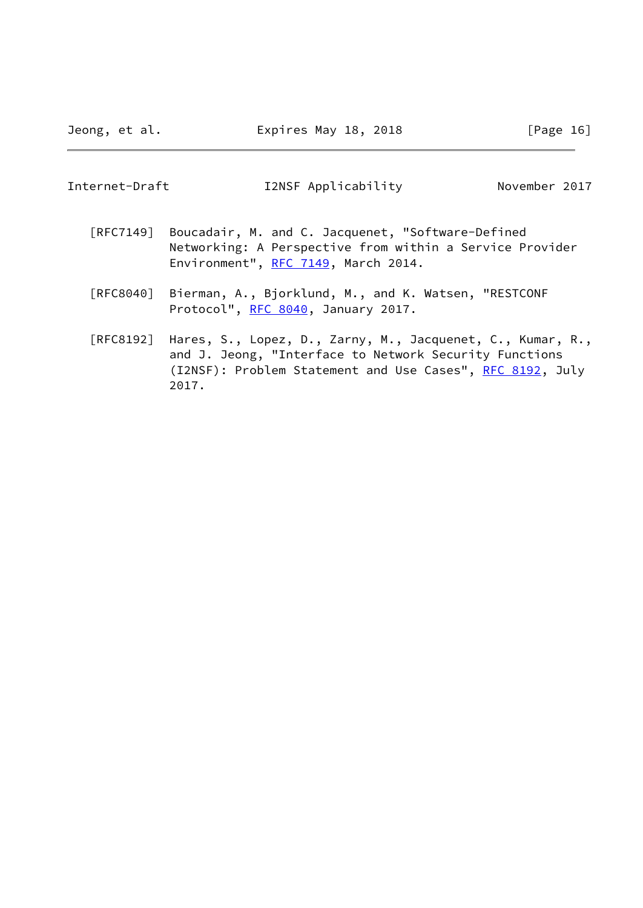[RFC7149] Boucadair, M. and C. Jacquenet, "Software-Defined Networking: A Perspective from within a Service Provider Environment", RFC 7149, March 2014.

[RFC8040] Bierman, A., Bjorklund, M., and K. Watsen, "RESTCONF Protocol", RFC 8040, January 2017.

[RFC8192] Hares, S., Lopez, D., Zarny, M., Jacquenet, C., Kumar, R., and J. Jeong, "Interface to Network Security Functions (I2NSF): Problem Statement and Use Cases", RFC 8192, July 2017.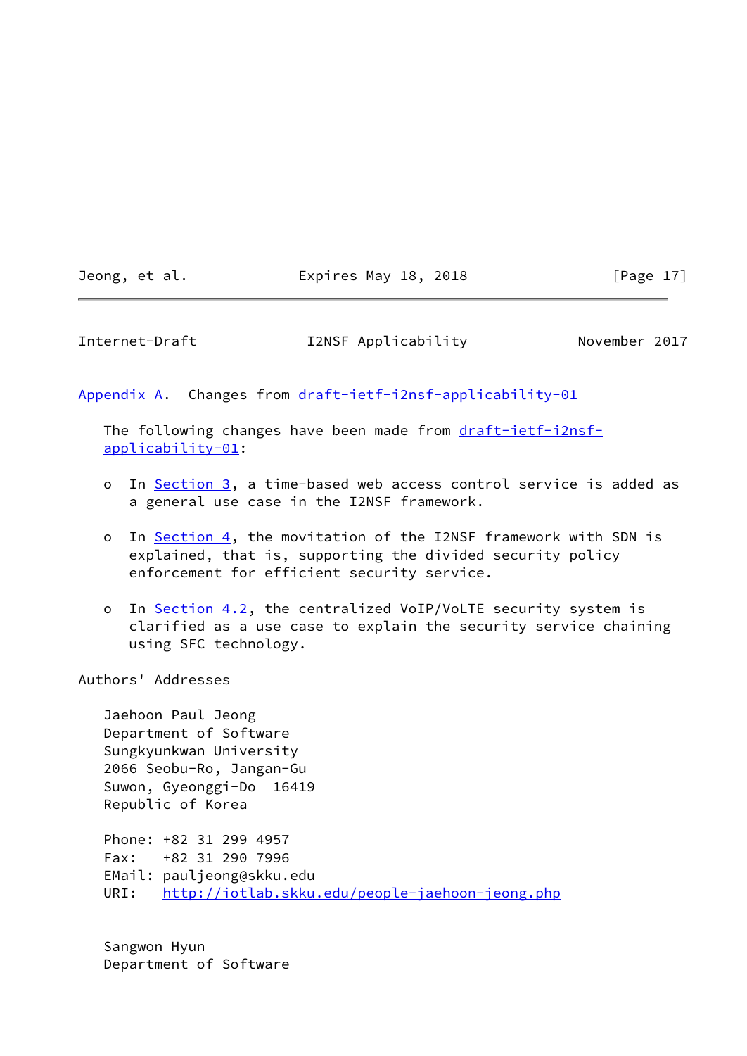## Appendix A. Changes from draft-ietf-i2nsf-applicability-01

The following changes have been made from draft-ietf-i2nsf-applicability-01:

- In Section 3, a time-based web access control service is added as a general use case in the I2NSF framework.
- In Section 4, the movitation of the I2NSF framework with SDN is explained, that is, supporting the divided security policy enforcement for efficient security service.
- In Section 4.2, the centralized VoIP/VoLTE security system is clarified as a use case to explain the security service chaining using SFC technology.

## Authors' Addresses

Jaehoon Paul Jeong
Department of Software
Sungkyunkwan University
2066 Seobu-Ro, Jangan-Gu
Suwon, Gyeonggi-Do  16419
Republic of Korea

Phone: +82 31 299 4957
Fax:   +82 31 290 7996
EMail: pauljeong@skku.edu
URI:   http://iotlab.skku.edu/people-jaehoon-jeong.php

Sangwon Hyun
Department of Software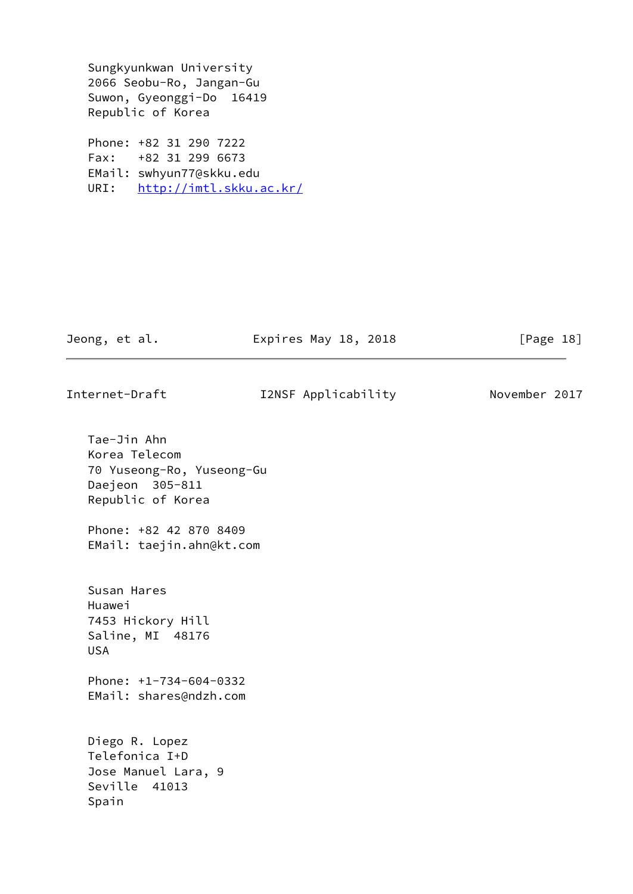Sungkyunkwan University
2066 Seobu-Ro, Jangan-Gu
Suwon, Gyeonggi-Do  16419
Republic of Korea

Phone: +82 31 290 7222
Fax:   +82 31 299 6673
EMail: swhyun77@skku.edu
URI:   http://imtl.skku.ac.kr/

Tae-Jin Ahn
Korea Telecom
70 Yuseong-Ro, Yuseong-Gu
Daejeon  305-811
Republic of Korea

Phone: +82 42 870 8409
EMail: taejin.ahn@kt.com

Susan Hares
Huawei
7453 Hickory Hill
Saline, MI  48176
USA

Phone: +1-734-604-0332
EMail: shares@ndzh.com

Diego R. Lopez
Telefonica I+D
Jose Manuel Lara, 9
Seville  41013
Spain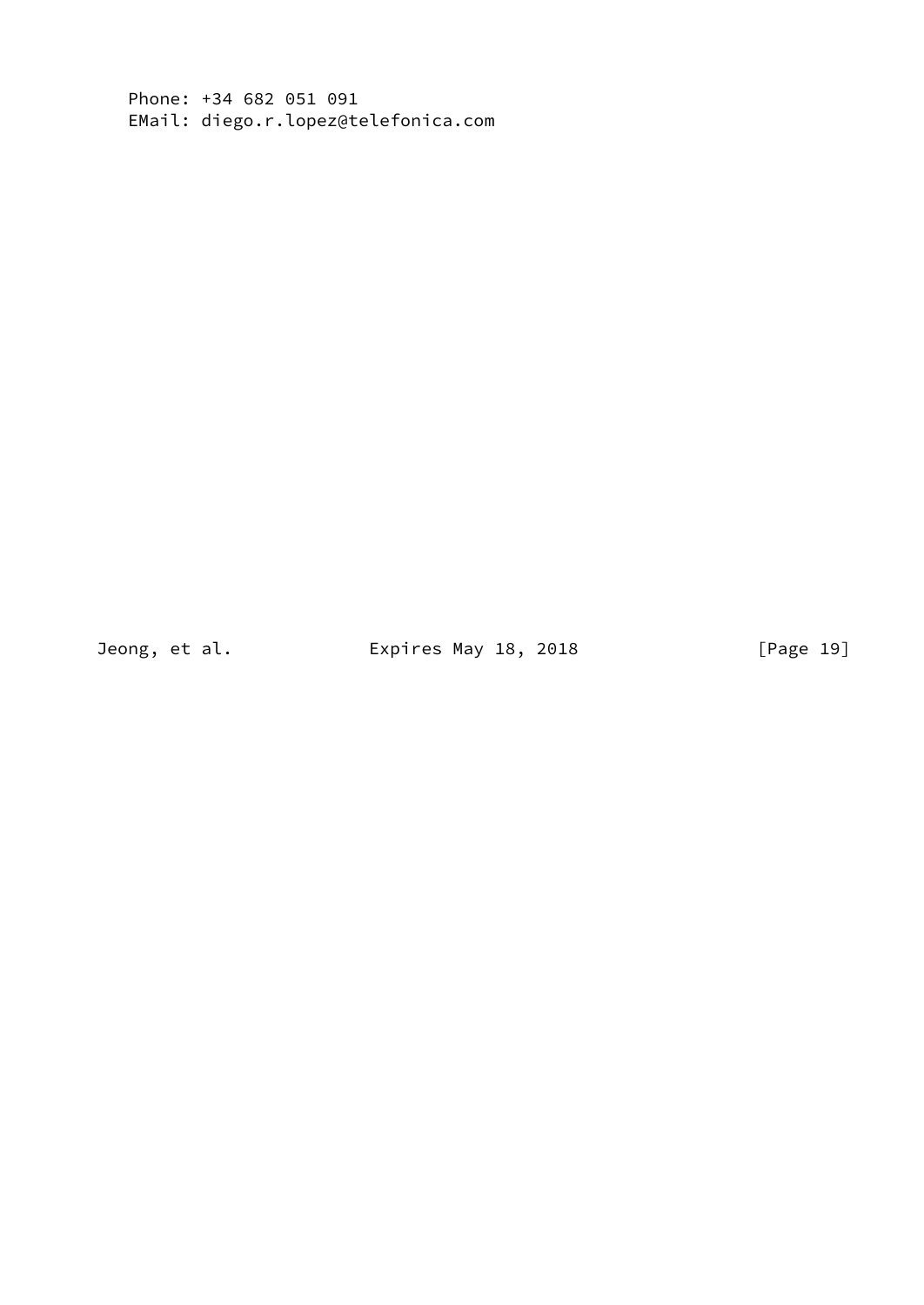Phone: +34 682 051 091
EMail: diego.r.lopez@telefonica.com